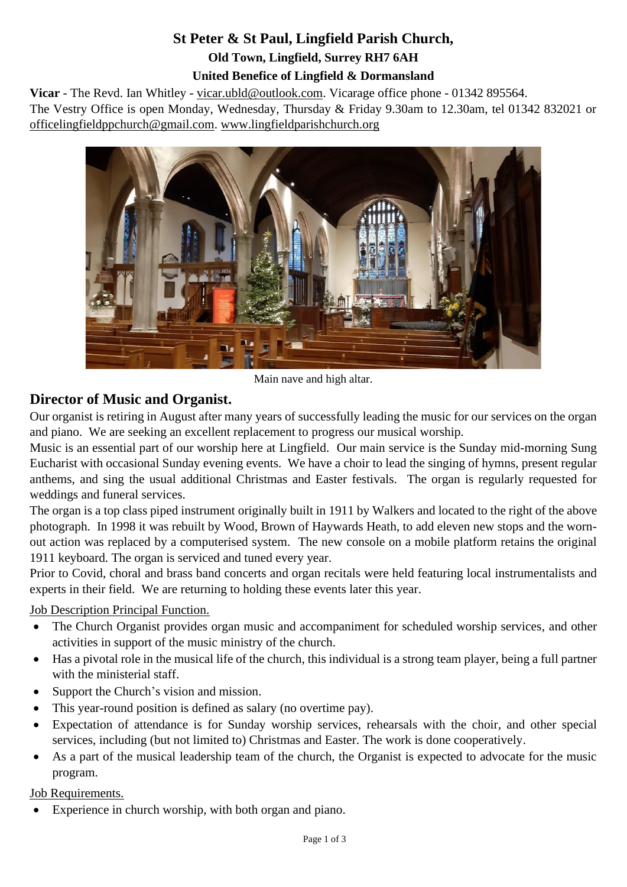# St Peter & St Paul, Lingfield Parish Church,

### Old Town, Lingfield, Surrey RH7 6AH

### United Benefice of Lingfield & Dormansland

**Vicar** - The Revd. Ian Whitley - vicar.ubld@outlook.com. Vicarage office phone - 01342 895564.
The Vestry Office is open Monday, Wednesday, Thursday & Friday 9.30am to 12.30am, tel 01342 832021 or officelingfieldppchurch@gmail.com. www.lingfieldparishchurch.org

Main nave and high altar.

## Director of Music and Organist.

Our organist is retiring in August after many years of successfully leading the music for our services on the organ and piano. We are seeking an excellent replacement to progress our musical worship.

Music is an essential part of our worship here at Lingfield. Our main service is the Sunday mid-morning Sung Eucharist with occasional Sunday evening events. We have a choir to lead the singing of hymns, present regular anthems, and sing the usual additional Christmas and Easter festivals. The organ is regularly requested for weddings and funeral services.

The organ is a top class piped instrument originally built in 1911 by Walkers and located to the right of the above photograph. In 1998 it was rebuilt by Wood, Brown of Haywards Heath, to add eleven new stops and the worn-out action was replaced by a computerised system. The new console on a mobile platform retains the original 1911 keyboard. The organ is serviced and tuned every year.

Prior to Covid, choral and brass band concerts and organ recitals were held featuring local instrumentalists and experts in their field. We are returning to holding these events later this year.

Job Description Principal Function.

- The Church Organist provides organ music and accompaniment for scheduled worship services, and other activities in support of the music ministry of the church.
- Has a pivotal role in the musical life of the church, this individual is a strong team player, being a full partner with the ministerial staff.
- Support the Church's vision and mission.
- This year-round position is defined as salary (no overtime pay).
- Expectation of attendance is for Sunday worship services, rehearsals with the choir, and other special services, including (but not limited to) Christmas and Easter. The work is done cooperatively.
- As a part of the musical leadership team of the church, the Organist is expected to advocate for the music program.

Job Requirements.

- Experience in church worship, with both organ and piano.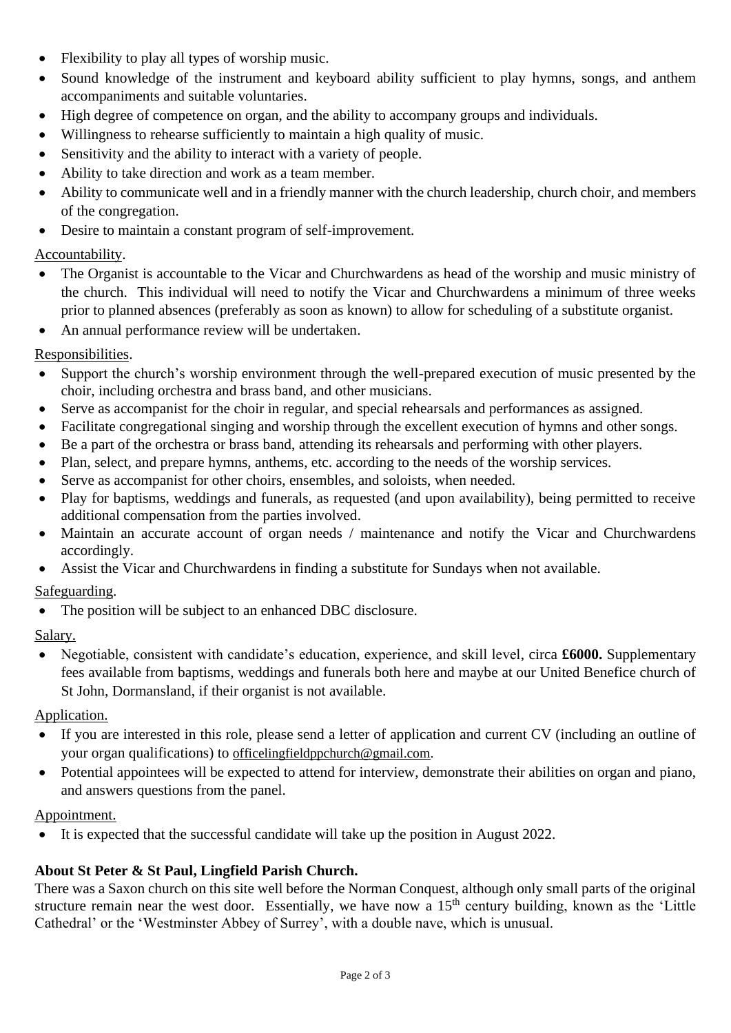- Flexibility to play all types of worship music.
- Sound knowledge of the instrument and keyboard ability sufficient to play hymns, songs, and anthem accompaniments and suitable voluntaries.
- High degree of competence on organ, and the ability to accompany groups and individuals.
- Willingness to rehearse sufficiently to maintain a high quality of music.
- Sensitivity and the ability to interact with a variety of people.
- Ability to take direction and work as a team member.
- Ability to communicate well and in a friendly manner with the church leadership, church choir, and members of the congregation.
- Desire to maintain a constant program of self-improvement.

Accountability.

- The Organist is accountable to the Vicar and Churchwardens as head of the worship and music ministry of the church. This individual will need to notify the Vicar and Churchwardens a minimum of three weeks prior to planned absences (preferably as soon as known) to allow for scheduling of a substitute organist.
- An annual performance review will be undertaken.

Responsibilities.

- Support the church's worship environment through the well-prepared execution of music presented by the choir, including orchestra and brass band, and other musicians.
- Serve as accompanist for the choir in regular, and special rehearsals and performances as assigned.
- Facilitate congregational singing and worship through the excellent execution of hymns and other songs.
- Be a part of the orchestra or brass band, attending its rehearsals and performing with other players.
- Plan, select, and prepare hymns, anthems, etc. according to the needs of the worship services.
- Serve as accompanist for other choirs, ensembles, and soloists, when needed.
- Play for baptisms, weddings and funerals, as requested (and upon availability), being permitted to receive additional compensation from the parties involved.
- Maintain an accurate account of organ needs / maintenance and notify the Vicar and Churchwardens accordingly.
- Assist the Vicar and Churchwardens in finding a substitute for Sundays when not available.

Safeguarding.

- The position will be subject to an enhanced DBC disclosure.

Salary.

- Negotiable, consistent with candidate's education, experience, and skill level, circa **£6000.** Supplementary fees available from baptisms, weddings and funerals both here and maybe at our United Benefice church of St John, Dormansland, if their organist is not available.

Application.

- If you are interested in this role, please send a letter of application and current CV (including an outline of your organ qualifications) to officelingfieldppchurch@gmail.com.
- Potential appointees will be expected to attend for interview, demonstrate their abilities on organ and piano, and answers questions from the panel.

Appointment.

- It is expected that the successful candidate will take up the position in August 2022.

**About St Peter & St Paul, Lingfield Parish Church.**

There was a Saxon church on this site well before the Norman Conquest, although only small parts of the original structure remain near the west door. Essentially, we have now a 15th century building, known as the 'Little Cathedral' or the 'Westminster Abbey of Surrey', with a double nave, which is unusual.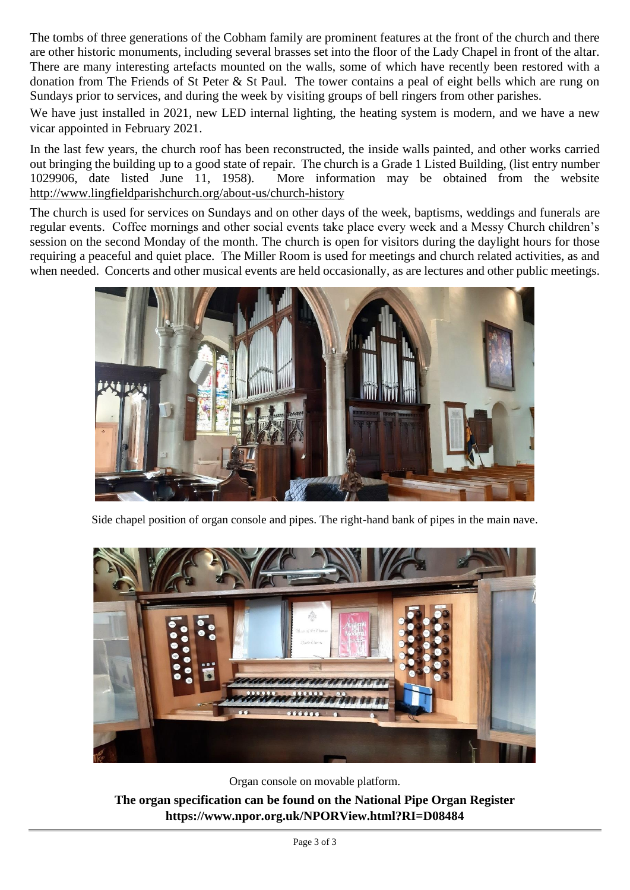The tombs of three generations of the Cobham family are prominent features at the front of the church and there are other historic monuments, including several brasses set into the floor of the Lady Chapel in front of the altar. There are many interesting artefacts mounted on the walls, some of which have recently been restored with a donation from The Friends of St Peter & St Paul. The tower contains a peal of eight bells which are rung on Sundays prior to services, and during the week by visiting groups of bell ringers from other parishes.

We have just installed in 2021, new LED internal lighting, the heating system is modern, and we have a new vicar appointed in February 2021.

In the last few years, the church roof has been reconstructed, the inside walls painted, and other works carried out bringing the building up to a good state of repair. The church is a Grade 1 Listed Building, (list entry number 1029906, date listed June 11, 1958). More information may be obtained from the website http://www.lingfieldparishchurch.org/about-us/church-history

The church is used for services on Sundays and on other days of the week, baptisms, weddings and funerals are regular events. Coffee mornings and other social events take place every week and a Messy Church children's session on the second Monday of the month. The church is open for visitors during the daylight hours for those requiring a peaceful and quiet place. The Miller Room is used for meetings and church related activities, as and when needed. Concerts and other musical events are held occasionally, as are lectures and other public meetings.

Side chapel position of organ console and pipes. The right-hand bank of pipes in the main nave.

Organ console on movable platform.

**The organ specification can be found on the National Pipe Organ Register https://www.npor.org.uk/NPORView.html?RI=D08484**